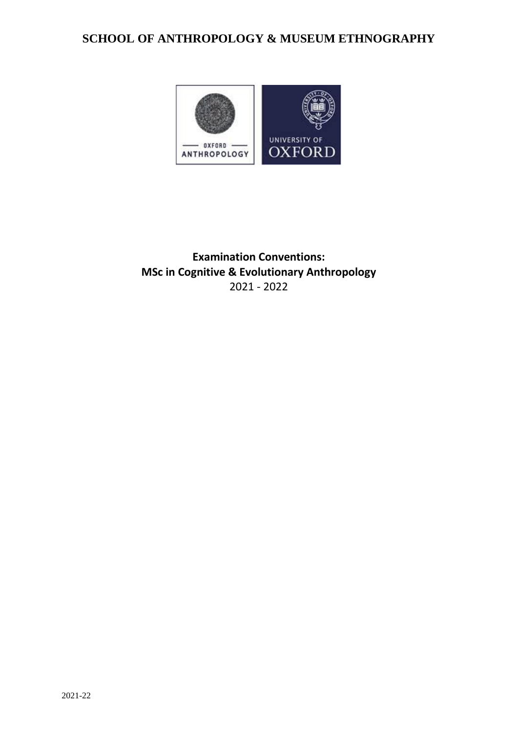# SCHOOL OF ANTHROPOLOGY & MUSEUM ETHNOGRAPHY

**Examination Conventions:**
**MSc in Cognitive & Evolutionary Anthropology**
2021 - 2022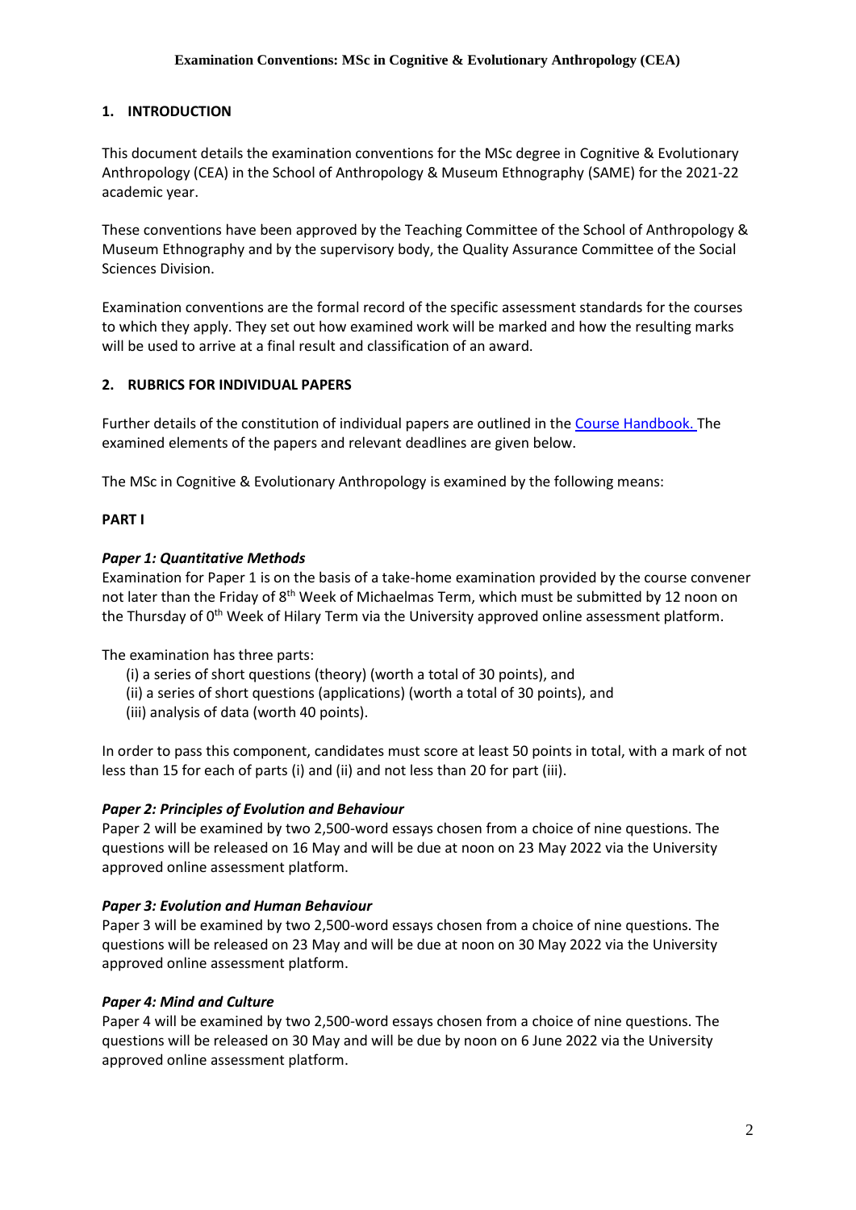**Examination Conventions: MSc in Cognitive & Evolutionary Anthropology (CEA)**

## 1. INTRODUCTION

This document details the examination conventions for the MSc degree in Cognitive & Evolutionary Anthropology (CEA) in the School of Anthropology & Museum Ethnography (SAME) for the 2021-22 academic year.

These conventions have been approved by the Teaching Committee of the School of Anthropology & Museum Ethnography and by the supervisory body, the Quality Assurance Committee of the Social Sciences Division.

Examination conventions are the formal record of the specific assessment standards for the courses to which they apply. They set out how examined work will be marked and how the resulting marks will be used to arrive at a final result and classification of an award.

## 2. RUBRICS FOR INDIVIDUAL PAPERS

Further details of the constitution of individual papers are outlined in the Course Handbook. The examined elements of the papers and relevant deadlines are given below.

The MSc in Cognitive & Evolutionary Anthropology is examined by the following means:

### PART I

#### *Paper 1: Quantitative Methods*

Examination for Paper 1 is on the basis of a take-home examination provided by the course convener not later than the Friday of 8th Week of Michaelmas Term, which must be submitted by 12 noon on the Thursday of 0th Week of Hilary Term via the University approved online assessment platform.

The examination has three parts:

(i) a series of short questions (theory) (worth a total of 30 points), and
(ii) a series of short questions (applications) (worth a total of 30 points), and
(iii) analysis of data (worth 40 points).

In order to pass this component, candidates must score at least 50 points in total, with a mark of not less than 15 for each of parts (i) and (ii) and not less than 20 for part (iii).

#### *Paper 2: Principles of Evolution and Behaviour*

Paper 2 will be examined by two 2,500-word essays chosen from a choice of nine questions. The questions will be released on 16 May and will be due at noon on 23 May 2022 via the University approved online assessment platform.

#### *Paper 3: Evolution and Human Behaviour*

Paper 3 will be examined by two 2,500-word essays chosen from a choice of nine questions. The questions will be released on 23 May and will be due at noon on 30 May 2022 via the University approved online assessment platform.

#### *Paper 4: Mind and Culture*

Paper 4 will be examined by two 2,500-word essays chosen from a choice of nine questions. The questions will be released on 30 May and will be due by noon on 6 June 2022 via the University approved online assessment platform.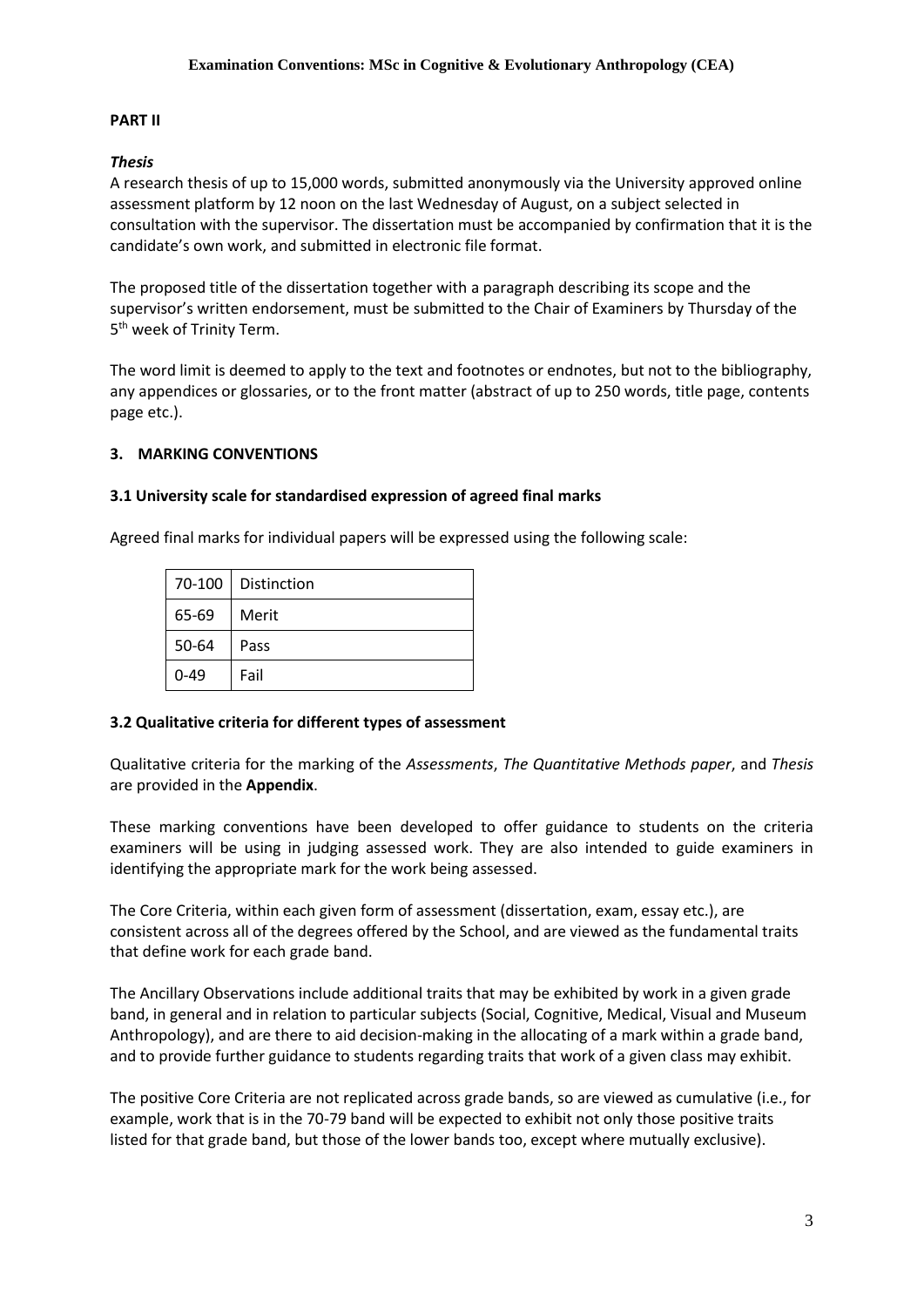**PART II**

***Thesis***

A research thesis of up to 15,000 words, submitted anonymously via the University approved online assessment platform by 12 noon on the last Wednesday of August, on a subject selected in consultation with the supervisor. The dissertation must be accompanied by confirmation that it is the candidate's own work, and submitted in electronic file format.

The proposed title of the dissertation together with a paragraph describing its scope and the supervisor's written endorsement, must be submitted to the Chair of Examiners by Thursday of the 5th week of Trinity Term.

The word limit is deemed to apply to the text and footnotes or endnotes, but not to the bibliography, any appendices or glossaries, or to the front matter (abstract of up to 250 words, title page, contents page etc.).

## 3. MARKING CONVENTIONS

### 3.1 University scale for standardised expression of agreed final marks

Agreed final marks for individual papers will be expressed using the following scale:

| | |
|---|---|
| 70-100 | Distinction |
| 65-69 | Merit |
| 50-64 | Pass |
| 0-49 | Fail |

### 3.2 Qualitative criteria for different types of assessment

Qualitative criteria for the marking of the *Assessments*, *The Quantitative Methods paper*, and *Thesis* are provided in the **Appendix**.

These marking conventions have been developed to offer guidance to students on the criteria examiners will be using in judging assessed work. They are also intended to guide examiners in identifying the appropriate mark for the work being assessed.

The Core Criteria, within each given form of assessment (dissertation, exam, essay etc.), are consistent across all of the degrees offered by the School, and are viewed as the fundamental traits that define work for each grade band.

The Ancillary Observations include additional traits that may be exhibited by work in a given grade band, in general and in relation to particular subjects (Social, Cognitive, Medical, Visual and Museum Anthropology), and are there to aid decision-making in the allocating of a mark within a grade band, and to provide further guidance to students regarding traits that work of a given class may exhibit.

The positive Core Criteria are not replicated across grade bands, so are viewed as cumulative (i.e., for example, work that is in the 70-79 band will be expected to exhibit not only those positive traits listed for that grade band, but those of the lower bands too, except where mutually exclusive).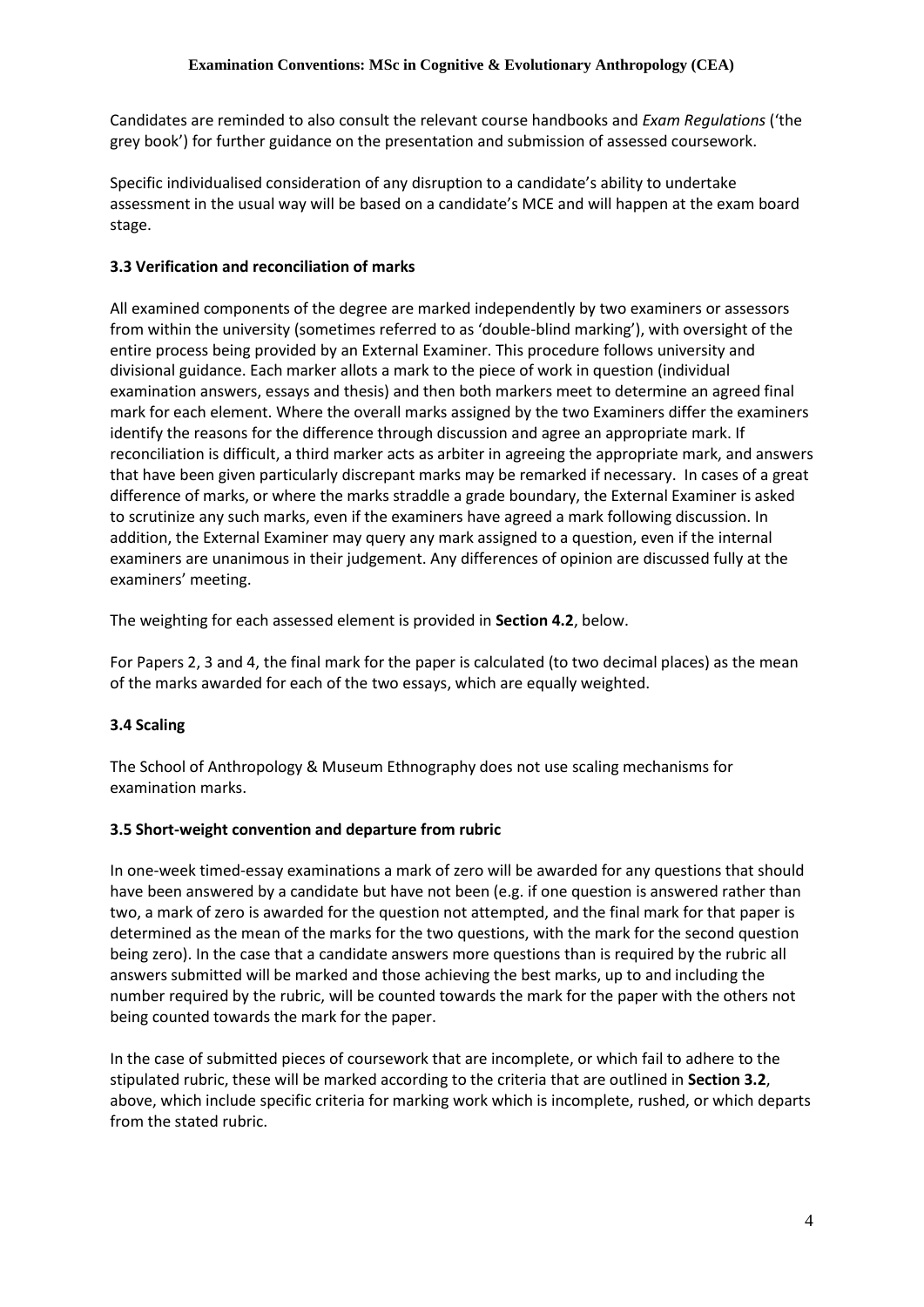Candidates are reminded to also consult the relevant course handbooks and *Exam Regulations* ('the grey book') for further guidance on the presentation and submission of assessed coursework.

Specific individualised consideration of any disruption to a candidate's ability to undertake assessment in the usual way will be based on a candidate's MCE and will happen at the exam board stage.

### 3.3 Verification and reconciliation of marks

All examined components of the degree are marked independently by two examiners or assessors from within the university (sometimes referred to as 'double-blind marking'), with oversight of the entire process being provided by an External Examiner. This procedure follows university and divisional guidance. Each marker allots a mark to the piece of work in question (individual examination answers, essays and thesis) and then both markers meet to determine an agreed final mark for each element. Where the overall marks assigned by the two Examiners differ the examiners identify the reasons for the difference through discussion and agree an appropriate mark. If reconciliation is difficult, a third marker acts as arbiter in agreeing the appropriate mark, and answers that have been given particularly discrepant marks may be remarked if necessary. In cases of a great difference of marks, or where the marks straddle a grade boundary, the External Examiner is asked to scrutinize any such marks, even if the examiners have agreed a mark following discussion. In addition, the External Examiner may query any mark assigned to a question, even if the internal examiners are unanimous in their judgement. Any differences of opinion are discussed fully at the examiners' meeting.

The weighting for each assessed element is provided in **Section 4.2**, below.

For Papers 2, 3 and 4, the final mark for the paper is calculated (to two decimal places) as the mean of the marks awarded for each of the two essays, which are equally weighted.

### 3.4 Scaling

The School of Anthropology & Museum Ethnography does not use scaling mechanisms for examination marks.

### 3.5 Short-weight convention and departure from rubric

In one-week timed-essay examinations a mark of zero will be awarded for any questions that should have been answered by a candidate but have not been (e.g. if one question is answered rather than two, a mark of zero is awarded for the question not attempted, and the final mark for that paper is determined as the mean of the marks for the two questions, with the mark for the second question being zero). In the case that a candidate answers more questions than is required by the rubric all answers submitted will be marked and those achieving the best marks, up to and including the number required by the rubric, will be counted towards the mark for the paper with the others not being counted towards the mark for the paper.

In the case of submitted pieces of coursework that are incomplete, or which fail to adhere to the stipulated rubric, these will be marked according to the criteria that are outlined in **Section 3.2**, above, which include specific criteria for marking work which is incomplete, rushed, or which departs from the stated rubric.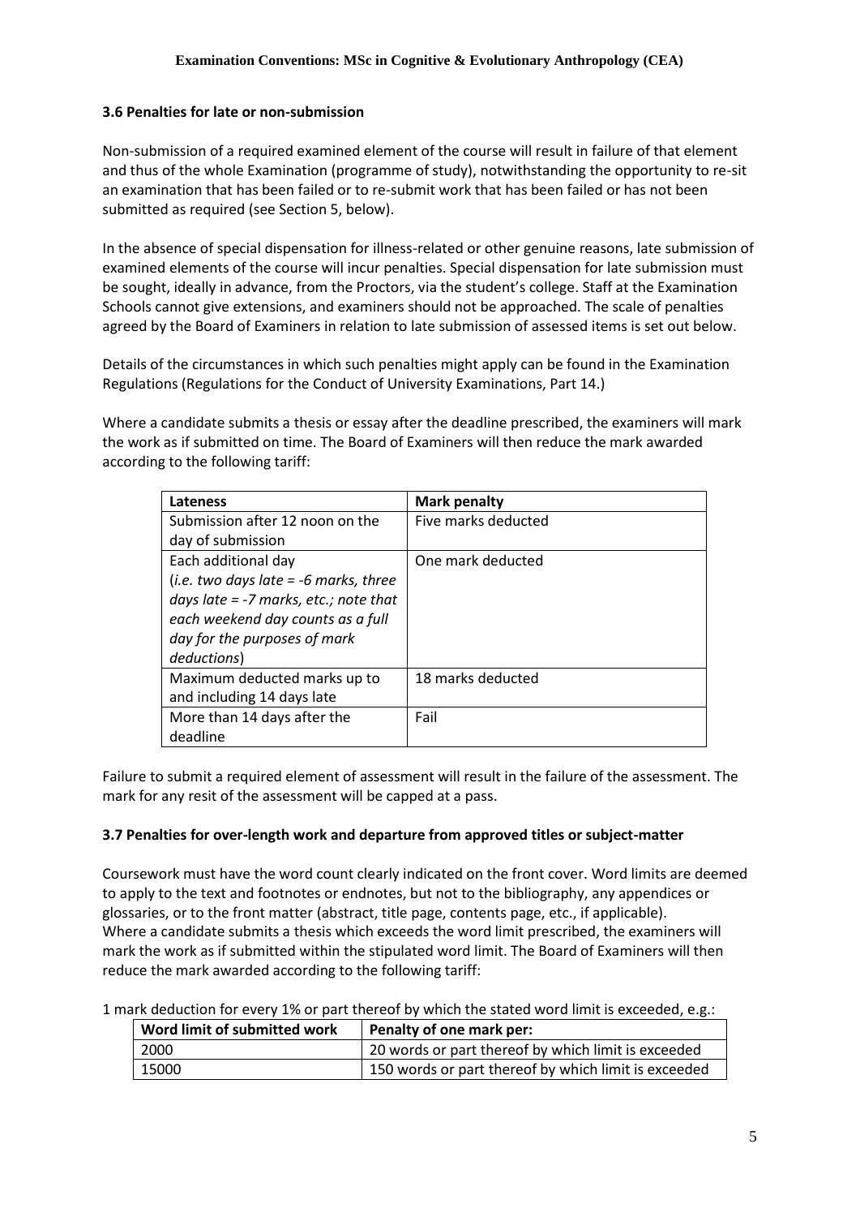### 3.6 Penalties for late or non-submission

Non-submission of a required examined element of the course will result in failure of that element and thus of the whole Examination (programme of study), notwithstanding the opportunity to re-sit an examination that has been failed or to re-submit work that has been failed or has not been submitted as required (see Section 5, below).

In the absence of special dispensation for illness-related or other genuine reasons, late submission of examined elements of the course will incur penalties. Special dispensation for late submission must be sought, ideally in advance, from the Proctors, via the student's college. Staff at the Examination Schools cannot give extensions, and examiners should not be approached. The scale of penalties agreed by the Board of Examiners in relation to late submission of assessed items is set out below.

Details of the circumstances in which such penalties might apply can be found in the Examination Regulations (Regulations for the Conduct of University Examinations, Part 14.)

Where a candidate submits a thesis or essay after the deadline prescribed, the examiners will mark the work as if submitted on time. The Board of Examiners will then reduce the mark awarded according to the following tariff:

| **Lateness** | **Mark penalty** |
|---|---|
| Submission after 12 noon on the day of submission | Five marks deducted |
| Each additional day (*i.e. two days late = -6 marks, three days late = -7 marks, etc.; note that each weekend day counts as a full day for the purposes of mark deductions*) | One mark deducted |
| Maximum deducted marks up to and including 14 days late | 18 marks deducted |
| More than 14 days after the deadline | Fail |

Failure to submit a required element of assessment will result in the failure of the assessment. The mark for any resit of the assessment will be capped at a pass.

### 3.7 Penalties for over-length work and departure from approved titles or subject-matter

Coursework must have the word count clearly indicated on the front cover. Word limits are deemed to apply to the text and footnotes or endnotes, but not to the bibliography, any appendices or glossaries, or to the front matter (abstract, title page, contents page, etc., if applicable).
Where a candidate submits a thesis which exceeds the word limit prescribed, the examiners will mark the work as if submitted within the stipulated word limit. The Board of Examiners will then reduce the mark awarded according to the following tariff:

1 mark deduction for every 1% or part thereof by which the stated word limit is exceeded, e.g.:

| **Word limit of submitted work** | **Penalty of one mark per:** |
|---|---|
| 2000 | 20 words or part thereof by which limit is exceeded |
| 15000 | 150 words or part thereof by which limit is exceeded |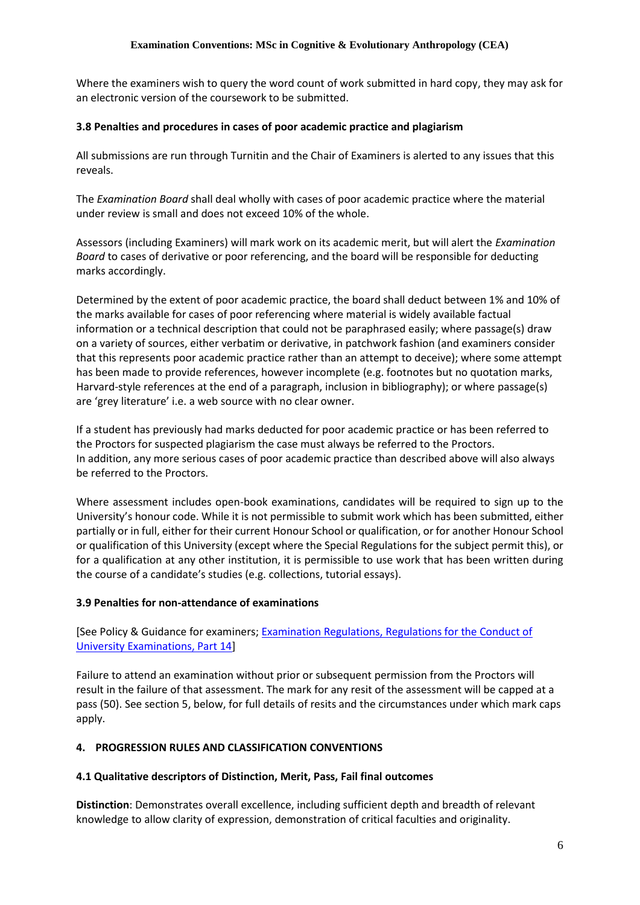Where the examiners wish to query the word count of work submitted in hard copy, they may ask for an electronic version of the coursework to be submitted.

### 3.8 Penalties and procedures in cases of poor academic practice and plagiarism

All submissions are run through Turnitin and the Chair of Examiners is alerted to any issues that this reveals.

The *Examination Board* shall deal wholly with cases of poor academic practice where the material under review is small and does not exceed 10% of the whole.

Assessors (including Examiners) will mark work on its academic merit, but will alert the *Examination Board* to cases of derivative or poor referencing, and the board will be responsible for deducting marks accordingly.

Determined by the extent of poor academic practice, the board shall deduct between 1% and 10% of the marks available for cases of poor referencing where material is widely available factual information or a technical description that could not be paraphrased easily; where passage(s) draw on a variety of sources, either verbatim or derivative, in patchwork fashion (and examiners consider that this represents poor academic practice rather than an attempt to deceive); where some attempt has been made to provide references, however incomplete (e.g. footnotes but no quotation marks, Harvard-style references at the end of a paragraph, inclusion in bibliography); or where passage(s) are 'grey literature' i.e. a web source with no clear owner.

If a student has previously had marks deducted for poor academic practice or has been referred to the Proctors for suspected plagiarism the case must always be referred to the Proctors.
In addition, any more serious cases of poor academic practice than described above will also always be referred to the Proctors.

Where assessment includes open-book examinations, candidates will be required to sign up to the University's honour code. While it is not permissible to submit work which has been submitted, either partially or in full, either for their current Honour School or qualification, or for another Honour School or qualification of this University (except where the Special Regulations for the subject permit this), or for a qualification at any other institution, it is permissible to use work that has been written during the course of a candidate's studies (e.g. collections, tutorial essays).

### 3.9 Penalties for non-attendance of examinations

[See Policy & Guidance for examiners; Examination Regulations, Regulations for the Conduct of University Examinations, Part 14]

Failure to attend an examination without prior or subsequent permission from the Proctors will result in the failure of that assessment. The mark for any resit of the assessment will be capped at a pass (50). See section 5, below, for full details of resits and the circumstances under which mark caps apply.

## 4. PROGRESSION RULES AND CLASSIFICATION CONVENTIONS

### 4.1 Qualitative descriptors of Distinction, Merit, Pass, Fail final outcomes

**Distinction**: Demonstrates overall excellence, including sufficient depth and breadth of relevant knowledge to allow clarity of expression, demonstration of critical faculties and originality.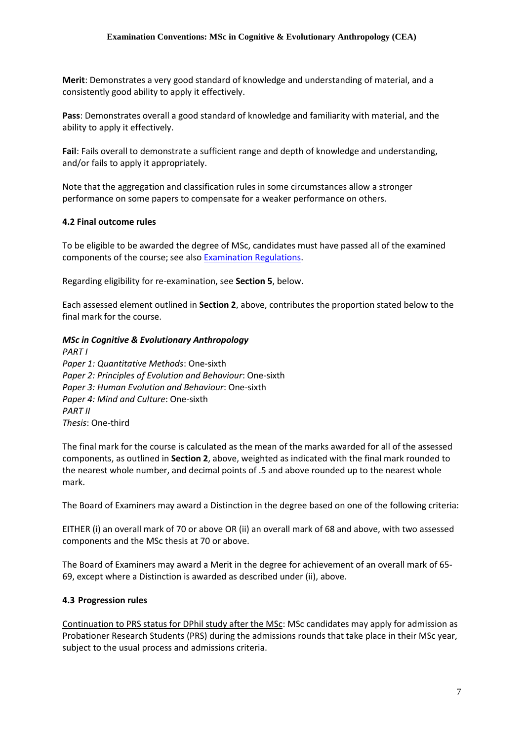**Merit**: Demonstrates a very good standard of knowledge and understanding of material, and a consistently good ability to apply it effectively.

**Pass**: Demonstrates overall a good standard of knowledge and familiarity with material, and the ability to apply it effectively.

**Fail**: Fails overall to demonstrate a sufficient range and depth of knowledge and understanding, and/or fails to apply it appropriately.

Note that the aggregation and classification rules in some circumstances allow a stronger performance on some papers to compensate for a weaker performance on others.

### 4.2 Final outcome rules

To be eligible to be awarded the degree of MSc, candidates must have passed all of the examined components of the course; see also Examination Regulations.

Regarding eligibility for re-examination, see **Section 5**, below.

Each assessed element outlined in **Section 2**, above, contributes the proportion stated below to the final mark for the course.

***MSc in Cognitive & Evolutionary Anthropology***
*PART I*
*Paper 1: Quantitative Methods*: One-sixth
*Paper 2: Principles of Evolution and Behaviour*: One-sixth
*Paper 3: Human Evolution and Behaviour*: One-sixth
*Paper 4: Mind and Culture*: One-sixth
*PART II*
*Thesis*: One-third

The final mark for the course is calculated as the mean of the marks awarded for all of the assessed components, as outlined in **Section 2**, above, weighted as indicated with the final mark rounded to the nearest whole number, and decimal points of .5 and above rounded up to the nearest whole mark.

The Board of Examiners may award a Distinction in the degree based on one of the following criteria:

EITHER (i) an overall mark of 70 or above OR (ii) an overall mark of 68 and above, with two assessed components and the MSc thesis at 70 or above.

The Board of Examiners may award a Merit in the degree for achievement of an overall mark of 65-69, except where a Distinction is awarded as described under (ii), above.

### 4.3 Progression rules

Continuation to PRS status for DPhil study after the MSc: MSc candidates may apply for admission as Probationer Research Students (PRS) during the admissions rounds that take place in their MSc year, subject to the usual process and admissions criteria.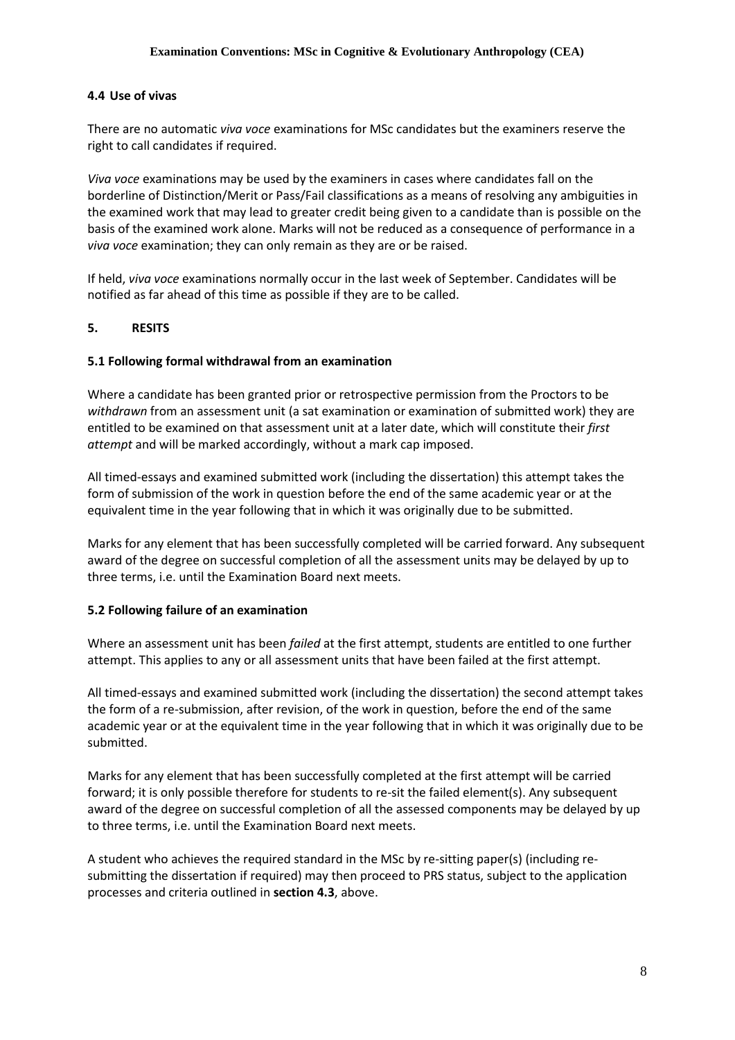### 4.4 Use of vivas

There are no automatic *viva voce* examinations for MSc candidates but the examiners reserve the right to call candidates if required.

*Viva voce* examinations may be used by the examiners in cases where candidates fall on the borderline of Distinction/Merit or Pass/Fail classifications as a means of resolving any ambiguities in the examined work that may lead to greater credit being given to a candidate than is possible on the basis of the examined work alone. Marks will not be reduced as a consequence of performance in a *viva voce* examination; they can only remain as they are or be raised.

If held, *viva voce* examinations normally occur in the last week of September. Candidates will be notified as far ahead of this time as possible if they are to be called.

## 5. RESITS

### 5.1 Following formal withdrawal from an examination

Where a candidate has been granted prior or retrospective permission from the Proctors to be *withdrawn* from an assessment unit (a sat examination or examination of submitted work) they are entitled to be examined on that assessment unit at a later date, which will constitute their *first attempt* and will be marked accordingly, without a mark cap imposed.

All timed-essays and examined submitted work (including the dissertation) this attempt takes the form of submission of the work in question before the end of the same academic year or at the equivalent time in the year following that in which it was originally due to be submitted.

Marks for any element that has been successfully completed will be carried forward. Any subsequent award of the degree on successful completion of all the assessment units may be delayed by up to three terms, i.e. until the Examination Board next meets.

### 5.2 Following failure of an examination

Where an assessment unit has been *failed* at the first attempt, students are entitled to one further attempt. This applies to any or all assessment units that have been failed at the first attempt.

All timed-essays and examined submitted work (including the dissertation) the second attempt takes the form of a re-submission, after revision, of the work in question, before the end of the same academic year or at the equivalent time in the year following that in which it was originally due to be submitted.

Marks for any element that has been successfully completed at the first attempt will be carried forward; it is only possible therefore for students to re-sit the failed element(s). Any subsequent award of the degree on successful completion of all the assessed components may be delayed by up to three terms, i.e. until the Examination Board next meets.

A student who achieves the required standard in the MSc by re-sitting paper(s) (including re-submitting the dissertation if required) may then proceed to PRS status, subject to the application processes and criteria outlined in **section 4.3**, above.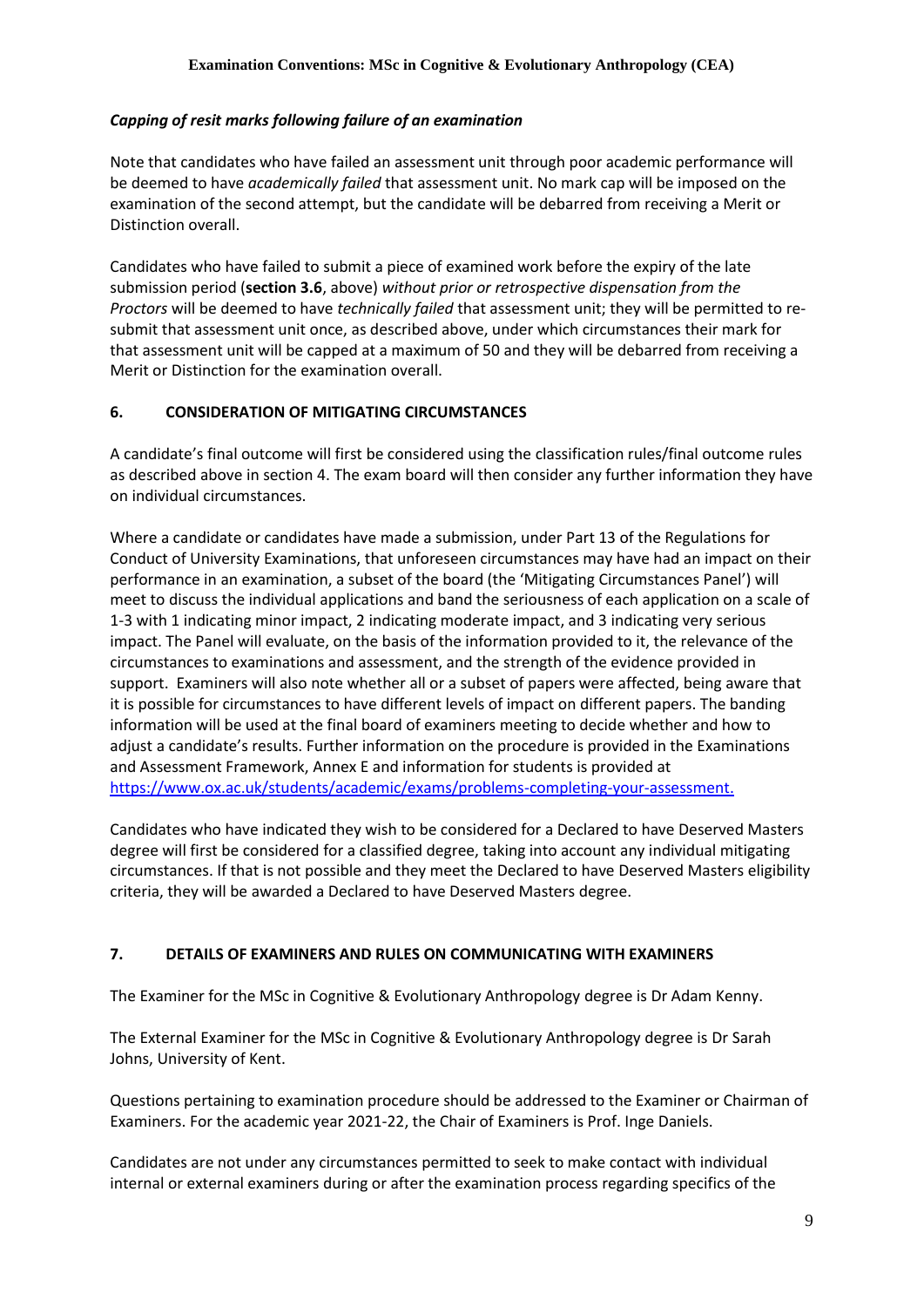### *Capping of resit marks following failure of an examination*

Note that candidates who have failed an assessment unit through poor academic performance will be deemed to have *academically failed* that assessment unit. No mark cap will be imposed on the examination of the second attempt, but the candidate will be debarred from receiving a Merit or Distinction overall.

Candidates who have failed to submit a piece of examined work before the expiry of the late submission period (**section 3.6**, above) *without prior or retrospective dispensation from the Proctors* will be deemed to have *technically failed* that assessment unit; they will be permitted to re-submit that assessment unit once, as described above, under which circumstances their mark for that assessment unit will be capped at a maximum of 50 and they will be debarred from receiving a Merit or Distinction for the examination overall.

## 6. CONSIDERATION OF MITIGATING CIRCUMSTANCES

A candidate's final outcome will first be considered using the classification rules/final outcome rules as described above in section 4. The exam board will then consider any further information they have on individual circumstances.

Where a candidate or candidates have made a submission, under Part 13 of the Regulations for Conduct of University Examinations, that unforeseen circumstances may have had an impact on their performance in an examination, a subset of the board (the 'Mitigating Circumstances Panel') will meet to discuss the individual applications and band the seriousness of each application on a scale of 1-3 with 1 indicating minor impact, 2 indicating moderate impact, and 3 indicating very serious impact. The Panel will evaluate, on the basis of the information provided to it, the relevance of the circumstances to examinations and assessment, and the strength of the evidence provided in support. Examiners will also note whether all or a subset of papers were affected, being aware that it is possible for circumstances to have different levels of impact on different papers. The banding information will be used at the final board of examiners meeting to decide whether and how to adjust a candidate's results. Further information on the procedure is provided in the Examinations and Assessment Framework, Annex E and information for students is provided at [https://www.ox.ac.uk/students/academic/exams/problems-completing-your-assessment.](https://www.ox.ac.uk/students/academic/exams/problems-completing-your-assessment)

Candidates who have indicated they wish to be considered for a Declared to have Deserved Masters degree will first be considered for a classified degree, taking into account any individual mitigating circumstances. If that is not possible and they meet the Declared to have Deserved Masters eligibility criteria, they will be awarded a Declared to have Deserved Masters degree.

## 7. DETAILS OF EXAMINERS AND RULES ON COMMUNICATING WITH EXAMINERS

The Examiner for the MSc in Cognitive & Evolutionary Anthropology degree is Dr Adam Kenny.

The External Examiner for the MSc in Cognitive & Evolutionary Anthropology degree is Dr Sarah Johns, University of Kent.

Questions pertaining to examination procedure should be addressed to the Examiner or Chairman of Examiners. For the academic year 2021-22, the Chair of Examiners is Prof. Inge Daniels.

Candidates are not under any circumstances permitted to seek to make contact with individual internal or external examiners during or after the examination process regarding specifics of the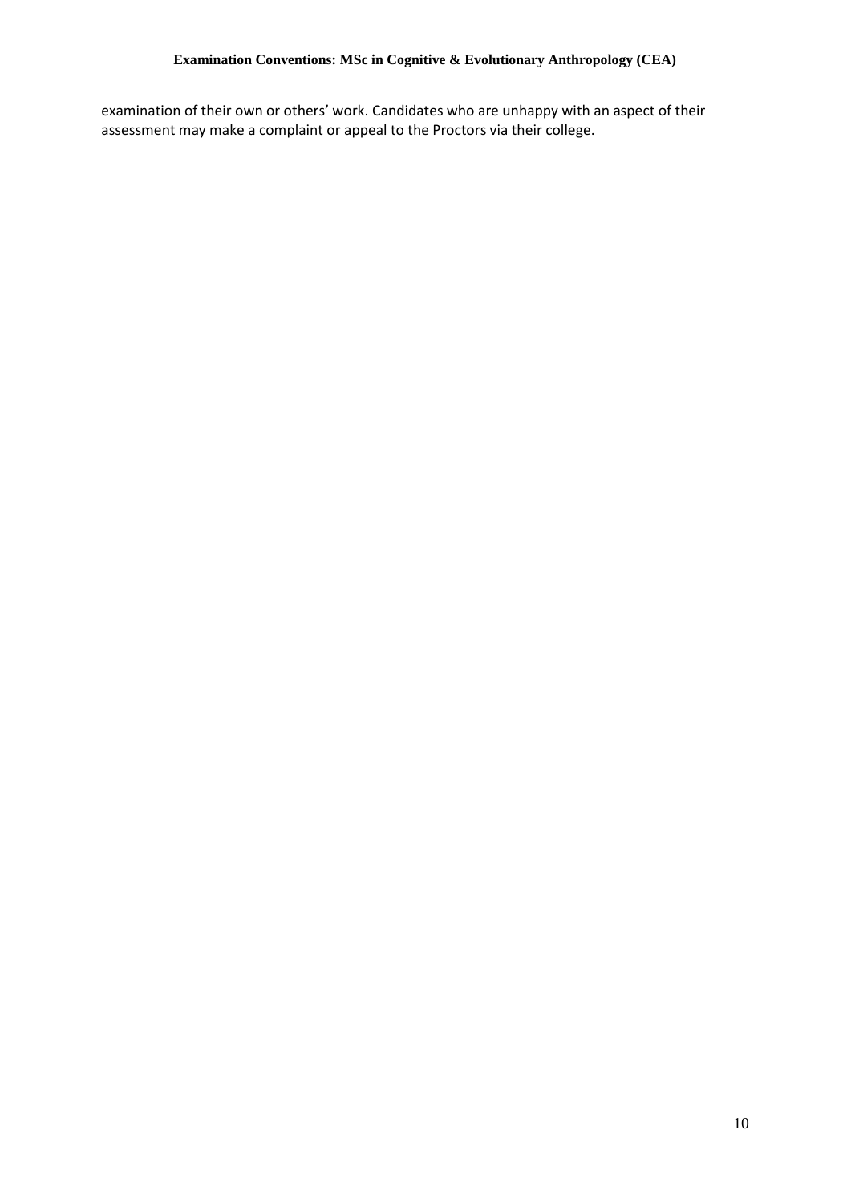examination of their own or others' work. Candidates who are unhappy with an aspect of their assessment may make a complaint or appeal to the Proctors via their college.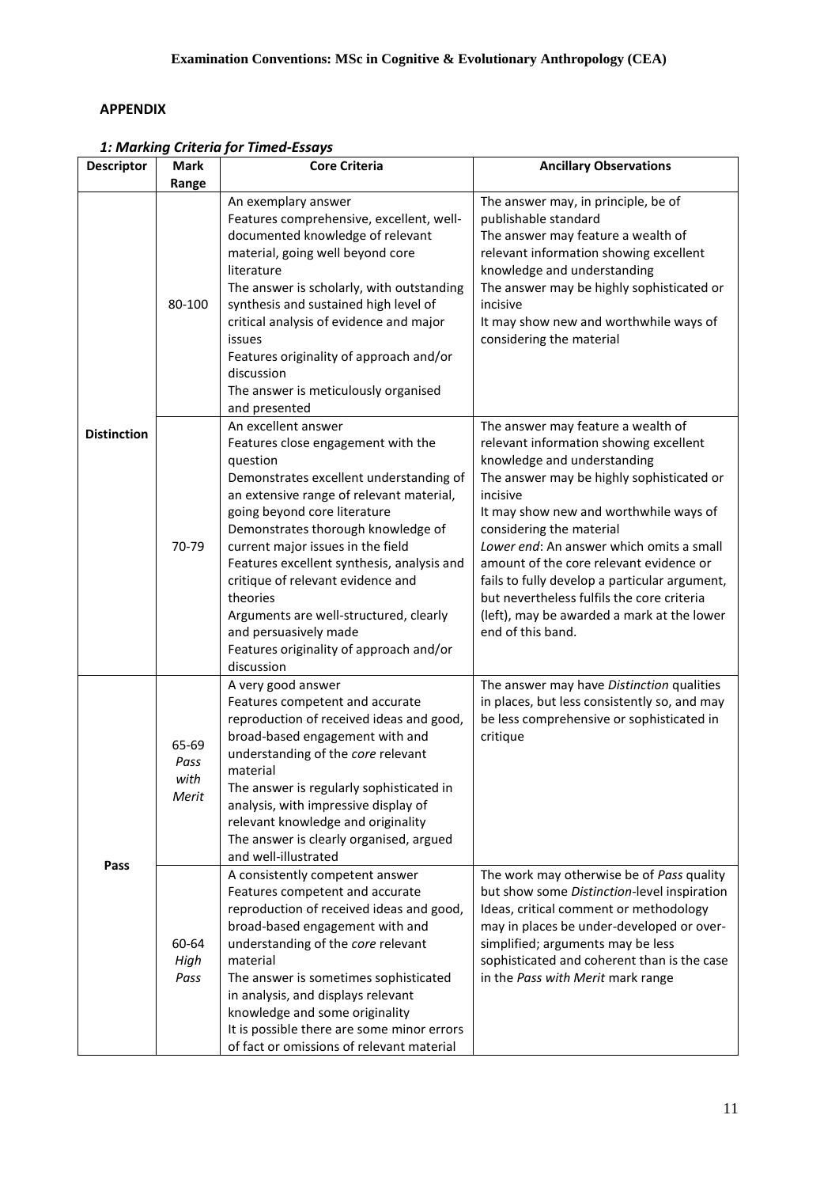**Examination Conventions: MSc in Cognitive & Evolutionary Anthropology (CEA)**

## APPENDIX

### *1: Marking Criteria for Timed-Essays*

| Descriptor | Mark Range | Core Criteria | Ancillary Observations |
|---|---|---|---|
| Distinction | 80-100 | An exemplary answer<br>Features comprehensive, excellent, well-documented knowledge of relevant material, going well beyond core literature<br>The answer is scholarly, with outstanding synthesis and sustained high level of critical analysis of evidence and major issues<br>Features originality of approach and/or discussion<br>The answer is meticulously organised and presented | The answer may, in principle, be of publishable standard<br>The answer may feature a wealth of relevant information showing excellent knowledge and understanding<br>The answer may be highly sophisticated or incisive<br>It may show new and worthwhile ways of considering the material |
| | 70-79 | An excellent answer<br>Features close engagement with the question<br>Demonstrates excellent understanding of an extensive range of relevant material, going beyond core literature<br>Demonstrates thorough knowledge of current major issues in the field<br>Features excellent synthesis, analysis and critique of relevant evidence and theories<br>Arguments are well-structured, clearly and persuasively made<br>Features originality of approach and/or discussion | The answer may feature a wealth of relevant information showing excellent knowledge and understanding<br>The answer may be highly sophisticated or incisive<br>It may show new and worthwhile ways of considering the material<br>*Lower end*: An answer which omits a small amount of the core relevant evidence or fails to fully develop a particular argument, but nevertheless fulfils the core criteria (left), may be awarded a mark at the lower end of this band. |
| Pass | 65-69 *Pass with Merit* | A very good answer<br>Features competent and accurate reproduction of received ideas and good, broad-based engagement with and understanding of the *core* relevant material<br>The answer is regularly sophisticated in analysis, with impressive display of relevant knowledge and originality<br>The answer is clearly organised, argued and well-illustrated | The answer may have *Distinction* qualities in places, but less consistently so, and may be less comprehensive or sophisticated in critique |
| | 60-64 *High Pass* | A consistently competent answer<br>Features competent and accurate reproduction of received ideas and good, broad-based engagement with and understanding of the *core* relevant material<br>The answer is sometimes sophisticated in analysis, and displays relevant knowledge and some originality<br>It is possible there are some minor errors of fact or omissions of relevant material | The work may otherwise be of *Pass* quality but show some *Distinction*-level inspiration<br>Ideas, critical comment or methodology may in places be under-developed or over-simplified; arguments may be less sophisticated and coherent than is the case in the *Pass with Merit* mark range |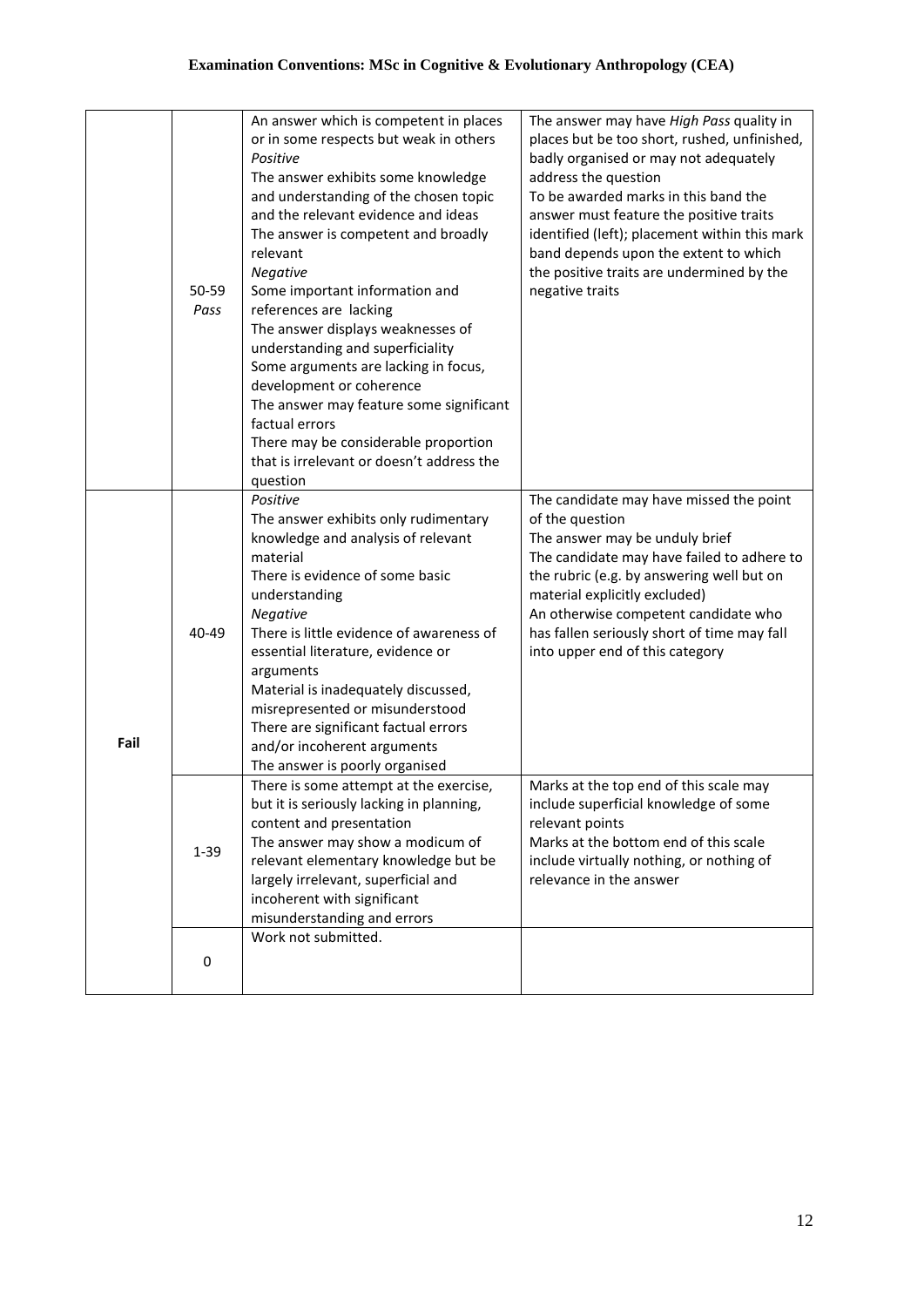| | | | |
|---|---|---|---|
| | 50-59 *Pass* | An answer which is competent in places or in some respects but weak in others<br>*Positive*<br>The answer exhibits some knowledge and understanding of the chosen topic and the relevant evidence and ideas<br>The answer is competent and broadly relevant<br>*Negative*<br>Some important information and references are lacking<br>The answer displays weaknesses of understanding and superficiality<br>Some arguments are lacking in focus, development or coherence<br>The answer may feature some significant factual errors<br>There may be considerable proportion that is irrelevant or doesn't address the question | The answer may have *High Pass* quality in places but be too short, rushed, unfinished, badly organised or may not adequately address the question<br>To be awarded marks in this band the answer must feature the positive traits identified (left); placement within this mark band depends upon the extent to which the positive traits are undermined by the negative traits |
| **Fail** | 40-49 | *Positive*<br>The answer exhibits only rudimentary knowledge and analysis of relevant material<br>There is evidence of some basic understanding<br>*Negative*<br>There is little evidence of awareness of essential literature, evidence or arguments<br>Material is inadequately discussed, misrepresented or misunderstood<br>There are significant factual errors and/or incoherent arguments<br>The answer is poorly organised | The candidate may have missed the point of the question<br>The answer may be unduly brief<br>The candidate may have failed to adhere to the rubric (e.g. by answering well but on material explicitly excluded)<br>An otherwise competent candidate who has fallen seriously short of time may fall into upper end of this category |
| | 1-39 | There is some attempt at the exercise, but it is seriously lacking in planning, content and presentation<br>The answer may show a modicum of relevant elementary knowledge but be largely irrelevant, superficial and incoherent with significant misunderstanding and errors | Marks at the top end of this scale may include superficial knowledge of some relevant points<br>Marks at the bottom end of this scale include virtually nothing, or nothing of relevance in the answer |
| | 0 | Work not submitted. | |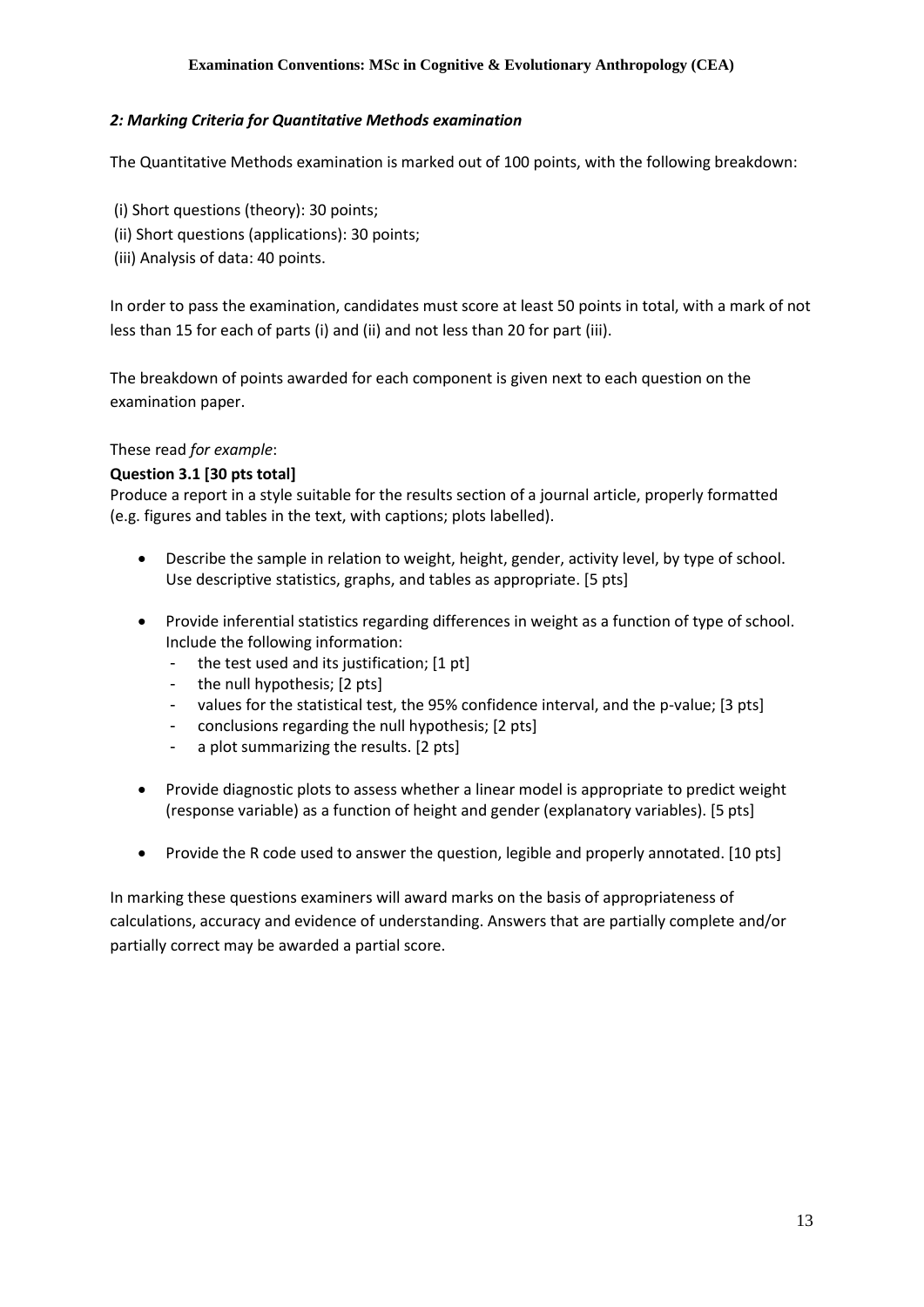### *2: Marking Criteria for Quantitative Methods examination*

The Quantitative Methods examination is marked out of 100 points, with the following breakdown:

(i) Short questions (theory): 30 points;
(ii) Short questions (applications): 30 points;
(iii) Analysis of data: 40 points.

In order to pass the examination, candidates must score at least 50 points in total, with a mark of not less than 15 for each of parts (i) and (ii) and not less than 20 for part (iii).

The breakdown of points awarded for each component is given next to each question on the examination paper.

These read *for example*:

**Question 3.1 [30 pts total]**

Produce a report in a style suitable for the results section of a journal article, properly formatted (e.g. figures and tables in the text, with captions; plots labelled).

- Describe the sample in relation to weight, height, gender, activity level, by type of school. Use descriptive statistics, graphs, and tables as appropriate. [5 pts]

- Provide inferential statistics regarding differences in weight as a function of type of school. Include the following information:
  - the test used and its justification; [1 pt]
  - the null hypothesis; [2 pts]
  - values for the statistical test, the 95% confidence interval, and the p-value; [3 pts]
  - conclusions regarding the null hypothesis; [2 pts]
  - a plot summarizing the results. [2 pts]

- Provide diagnostic plots to assess whether a linear model is appropriate to predict weight (response variable) as a function of height and gender (explanatory variables). [5 pts]

- Provide the R code used to answer the question, legible and properly annotated. [10 pts]

In marking these questions examiners will award marks on the basis of appropriateness of calculations, accuracy and evidence of understanding. Answers that are partially complete and/or partially correct may be awarded a partial score.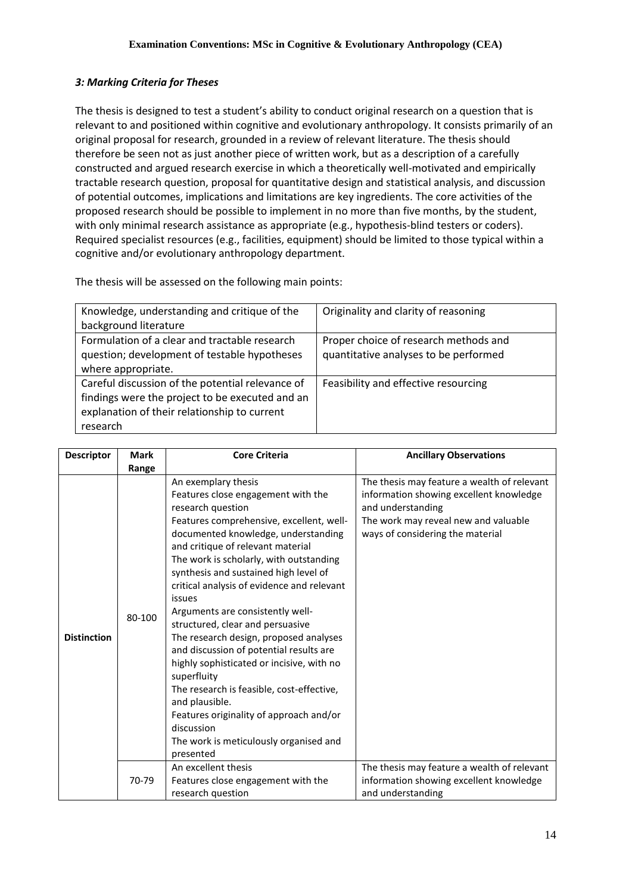### *3: Marking Criteria for Theses*

The thesis is designed to test a student's ability to conduct original research on a question that is relevant to and positioned within cognitive and evolutionary anthropology. It consists primarily of an original proposal for research, grounded in a review of relevant literature. The thesis should therefore be seen not as just another piece of written work, but as a description of a carefully constructed and argued research exercise in which a theoretically well-motivated and empirically tractable research question, proposal for quantitative design and statistical analysis, and discussion of potential outcomes, implications and limitations are key ingredients. The core activities of the proposed research should be possible to implement in no more than five months, by the student, with only minimal research assistance as appropriate (e.g., hypothesis-blind testers or coders). Required specialist resources (e.g., facilities, equipment) should be limited to those typical within a cognitive and/or evolutionary anthropology department.

The thesis will be assessed on the following main points:

| | |
|---|---|
| Knowledge, understanding and critique of the background literature | Originality and clarity of reasoning |
| Formulation of a clear and tractable research question; development of testable hypotheses where appropriate. | Proper choice of research methods and quantitative analyses to be performed |
| Careful discussion of the potential relevance of findings were the project to be executed and an explanation of their relationship to current research | Feasibility and effective resourcing |

| Descriptor | Mark Range | Core Criteria | Ancillary Observations |
|---|---|---|---|
| Distinction | 80-100 | An exemplary thesis<br>Features close engagement with the research question<br>Features comprehensive, excellent, well-documented knowledge, understanding and critique of relevant material<br>The work is scholarly, with outstanding synthesis and sustained high level of critical analysis of evidence and relevant issues<br>Arguments are consistently well-structured, clear and persuasive<br>The research design, proposed analyses and discussion of potential results are highly sophisticated or incisive, with no superfluity<br>The research is feasible, cost-effective, and plausible.<br>Features originality of approach and/or discussion<br>The work is meticulously organised and presented | The thesis may feature a wealth of relevant information showing excellent knowledge and understanding<br>The work may reveal new and valuable ways of considering the material |
| | 70-79 | An excellent thesis<br>Features close engagement with the research question | The thesis may feature a wealth of relevant information showing excellent knowledge and understanding |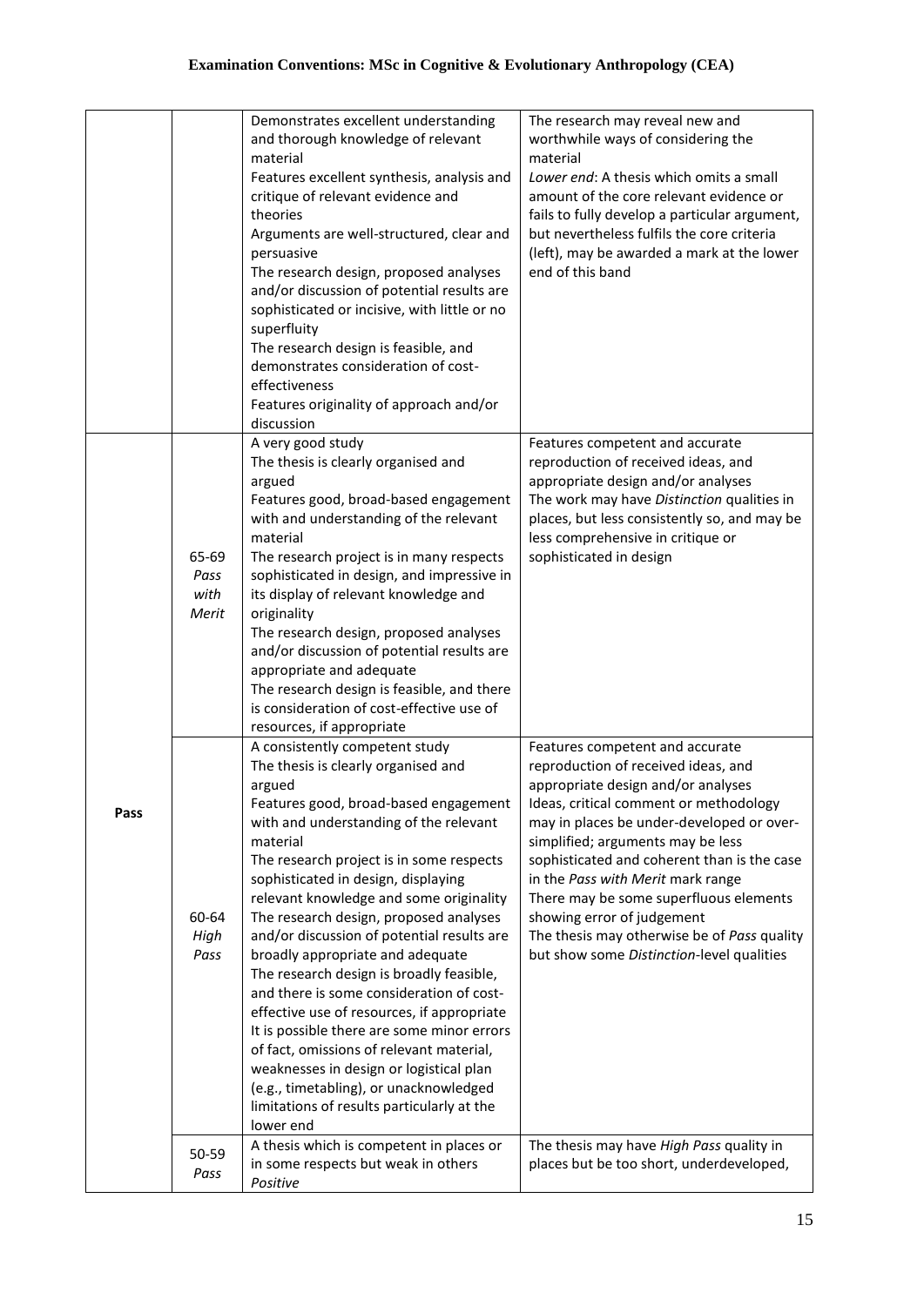| | | | |
|---|---|---|---|
| | | Demonstrates excellent understanding and thorough knowledge of relevant material<br>Features excellent synthesis, analysis and critique of relevant evidence and theories<br>Arguments are well-structured, clear and persuasive<br>The research design, proposed analyses and/or discussion of potential results are sophisticated or incisive, with little or no superfluity<br>The research design is feasible, and demonstrates consideration of cost-effectiveness<br>Features originality of approach and/or discussion | The research may reveal new and worthwhile ways of considering the material<br>*Lower end*: A thesis which omits a small amount of the core relevant evidence or fails to fully develop a particular argument, but nevertheless fulfils the core criteria (left), may be awarded a mark at the lower end of this band |
| **Pass** | 65-69<br>*Pass with Merit* | A very good study<br>The thesis is clearly organised and argued<br>Features good, broad-based engagement with and understanding of the relevant material<br>The research project is in many respects sophisticated in design, and impressive in its display of relevant knowledge and originality<br>The research design, proposed analyses and/or discussion of potential results are appropriate and adequate<br>The research design is feasible, and there is consideration of cost-effective use of resources, if appropriate | Features competent and accurate reproduction of received ideas, and appropriate design and/or analyses<br>The work may have *Distinction* qualities in places, but less consistently so, and may be less comprehensive in critique or sophisticated in design |
| | 60-64<br>*High Pass* | A consistently competent study<br>The thesis is clearly organised and argued<br>Features good, broad-based engagement with and understanding of the relevant material<br>The research project is in some respects sophisticated in design, displaying relevant knowledge and some originality<br>The research design, proposed analyses and/or discussion of potential results are broadly appropriate and adequate<br>The research design is broadly feasible, and there is some consideration of cost-effective use of resources, if appropriate<br>It is possible there are some minor errors of fact, omissions of relevant material, weaknesses in design or logistical plan (e.g., timetabling), or unacknowledged limitations of results particularly at the lower end | Features competent and accurate reproduction of received ideas, and appropriate design and/or analyses<br>Ideas, critical comment or methodology may in places be under-developed or over-simplified; arguments may be less sophisticated and coherent than is the case in the *Pass with Merit* mark range<br>There may be some superfluous elements showing error of judgement<br>The thesis may otherwise be of *Pass* quality but show some *Distinction*-level qualities |
| | 50-59<br>*Pass* | A thesis which is competent in places or in some respects but weak in others<br>*Positive* | The thesis may have *High Pass* quality in places but be too short, underdeveloped, |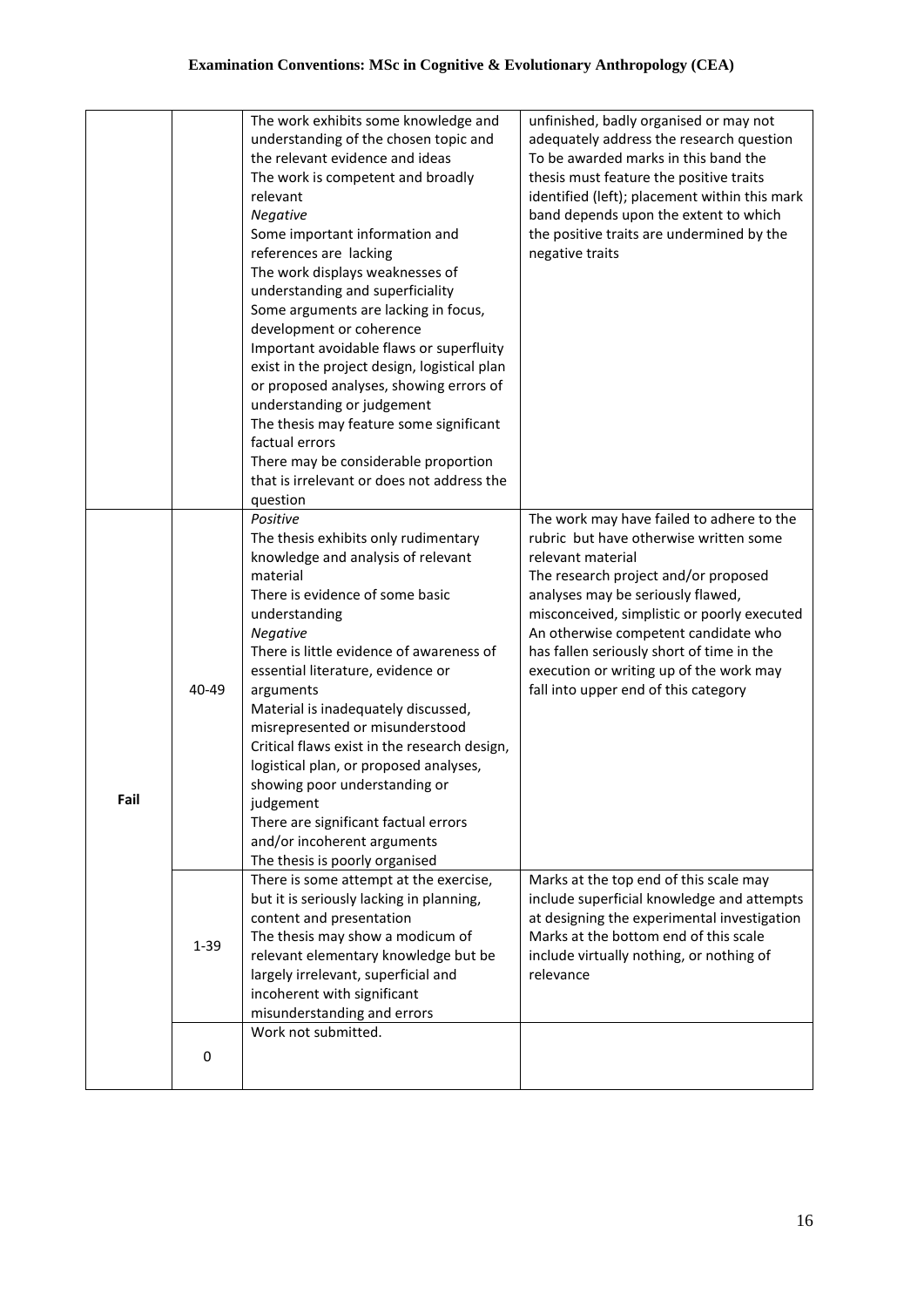| | | | |
|---|---|---|---|
| | | The work exhibits some knowledge and understanding of the chosen topic and the relevant evidence and ideas<br>The work is competent and broadly relevant<br>*Negative*<br>Some important information and references are lacking<br>The work displays weaknesses of understanding and superficiality<br>Some arguments are lacking in focus, development or coherence<br>Important avoidable flaws or superfluity exist in the project design, logistical plan or proposed analyses, showing errors of understanding or judgement<br>The thesis may feature some significant factual errors<br>There may be considerable proportion that is irrelevant or does not address the question | unfinished, badly organised or may not adequately address the research question<br>To be awarded marks in this band the thesis must feature the positive traits identified (left); placement within this mark band depends upon the extent to which the positive traits are undermined by the negative traits |
| **Fail** | 40-49 | *Positive*<br>The thesis exhibits only rudimentary knowledge and analysis of relevant material<br>There is evidence of some basic understanding<br>*Negative*<br>There is little evidence of awareness of essential literature, evidence or arguments<br>Material is inadequately discussed, misrepresented or misunderstood<br>Critical flaws exist in the research design, logistical plan, or proposed analyses, showing poor understanding or judgement<br>There are significant factual errors and/or incoherent arguments<br>The thesis is poorly organised | The work may have failed to adhere to the rubric but have otherwise written some relevant material<br>The research project and/or proposed analyses may be seriously flawed, misconceived, simplistic or poorly executed<br>An otherwise competent candidate who has fallen seriously short of time in the execution or writing up of the work may fall into upper end of this category |
| | 1-39 | There is some attempt at the exercise, but it is seriously lacking in planning, content and presentation<br>The thesis may show a modicum of relevant elementary knowledge but be largely irrelevant, superficial and incoherent with significant misunderstanding and errors | Marks at the top end of this scale may include superficial knowledge and attempts at designing the experimental investigation<br>Marks at the bottom end of this scale include virtually nothing, or nothing of relevance |
| | 0 | Work not submitted. | |